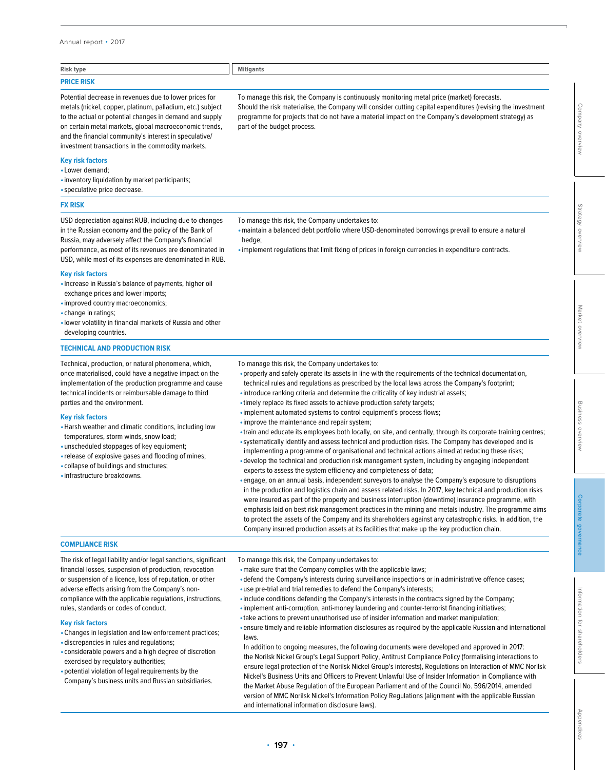| Risk type | Mitigants |
|---|---|
| **PRICE RISK** | |
| Potential decrease in revenues due to lower prices for metals (nickel, copper, platinum, palladium, etc.) subject to the actual or potential changes in demand and supply on certain metal markets, global macroeconomic trends, and the financial community's interest in speculative/ investment transactions in the commodity markets.<br><br>**Key risk factors**<br>• Lower demand;<br>• inventory liquidation by market participants;<br>• speculative price decrease. | To manage this risk, the Company is continuously monitoring metal price (market) forecasts. Should the risk materialise, the Company will consider cutting capital expenditures (revising the investment programme for projects that do not have a material impact on the Company's development strategy) as part of the budget process. |
| **FX RISK** | |
| USD depreciation against RUB, including due to changes in the Russian economy and the policy of the Bank of Russia, may adversely affect the Company's financial performance, as most of its revenues are denominated in USD, while most of its expenses are denominated in RUB.<br><br>**Key risk factors**<br>• Increase in Russia's balance of payments, higher oil exchange prices and lower imports;<br>• improved country macroeconomics;<br>• change in ratings;<br>• lower volatility in financial markets of Russia and other developing countries. | To manage this risk, the Company undertakes to:<br>• maintain a balanced debt portfolio where USD-denominated borrowings prevail to ensure a natural hedge;<br>• implement regulations that limit fixing of prices in foreign currencies in expenditure contracts. |
| **TECHNICAL AND PRODUCTION RISK** | |
| Technical, production, or natural phenomena, which, once materialised, could have a negative impact on the implementation of the production programme and cause technical incidents or reimbursable damage to third parties and the environment.<br><br>**Key risk factors**<br>• Harsh weather and climatic conditions, including low temperatures, storm winds, snow load;<br>• unscheduled stoppages of key equipment;<br>• release of explosive gases and flooding of mines;<br>• collapse of buildings and structures;<br>• infrastructure breakdowns. | To manage this risk, the Company undertakes to:<br>• properly and safely operate its assets in line with the requirements of the technical documentation, technical rules and regulations as prescribed by the local laws across the Company's footprint;<br>• introduce ranking criteria and determine the criticality of key industrial assets;<br>• timely replace its fixed assets to achieve production safety targets;<br>• implement automated systems to control equipment's process flows;<br>• improve the maintenance and repair system;<br>• train and educate its employees both locally, on site, and centrally, through its corporate training centres;<br>• systematically identify and assess technical and production risks. The Company has developed and is implementing a programme of organisational and technical actions aimed at reducing these risks;<br>• develop the technical and production risk management system, including by engaging independent experts to assess the system efficiency and completeness of data;<br>• engage, on an annual basis, independent surveyors to analyse the Company's exposure to disruptions in the production and logistics chain and assess related risks. In 2017, key technical and production risks were insured as part of the property and business interruption (downtime) insurance programme, with emphasis laid on best risk management practices in the mining and metals industry. The programme aims to protect the assets of the Company and its shareholders against any catastrophic risks. In addition, the Company insured production assets at its facilities that make up the key production chain. |
| **COMPLIANCE RISK** | |
| The risk of legal liability and/or legal sanctions, significant financial losses, suspension of production, revocation or suspension of a licence, loss of reputation, or other adverse effects arising from the Company's non-compliance with the applicable regulations, instructions, rules, standards or codes of conduct.<br><br>**Key risk factors**<br>• Changes in legislation and law enforcement practices;<br>• discrepancies in rules and regulations;<br>• considerable powers and a high degree of discretion exercised by regulatory authorities;<br>• potential violation of legal requirements by the Company's business units and Russian subsidiaries. | To manage this risk, the Company undertakes to:<br>• make sure that the Company complies with the applicable laws;<br>• defend the Company's interests during surveillance inspections or in administrative offence cases;<br>• use pre-trial and trial remedies to defend the Company's interests;<br>• include conditions defending the Company's interests in the contracts signed by the Company;<br>• implement anti-corruption, anti-money laundering and counter-terrorist financing initiatives;<br>• take actions to prevent unauthorised use of insider information and market manipulation;<br>• ensure timely and reliable information disclosures as required by the applicable Russian and international laws.<br>In addition to ongoing measures, the following documents were developed and approved in 2017: the Norilsk Nickel Group's Legal Support Policy, Antitrust Compliance Policy (formalising interactions to ensure legal protection of the Norilsk Nickel Group's interests), Regulations on Interaction of MMC Norilsk Nickel's Business Units and Officers to Prevent Unlawful Use of Insider Information in Compliance with the Market Abuse Regulation of the European Parliament and of the Council No. 596/2014, amended version of MMC Norilsk Nickel's Information Policy Regulations (alignment with the applicable Russian and international information disclosure laws). |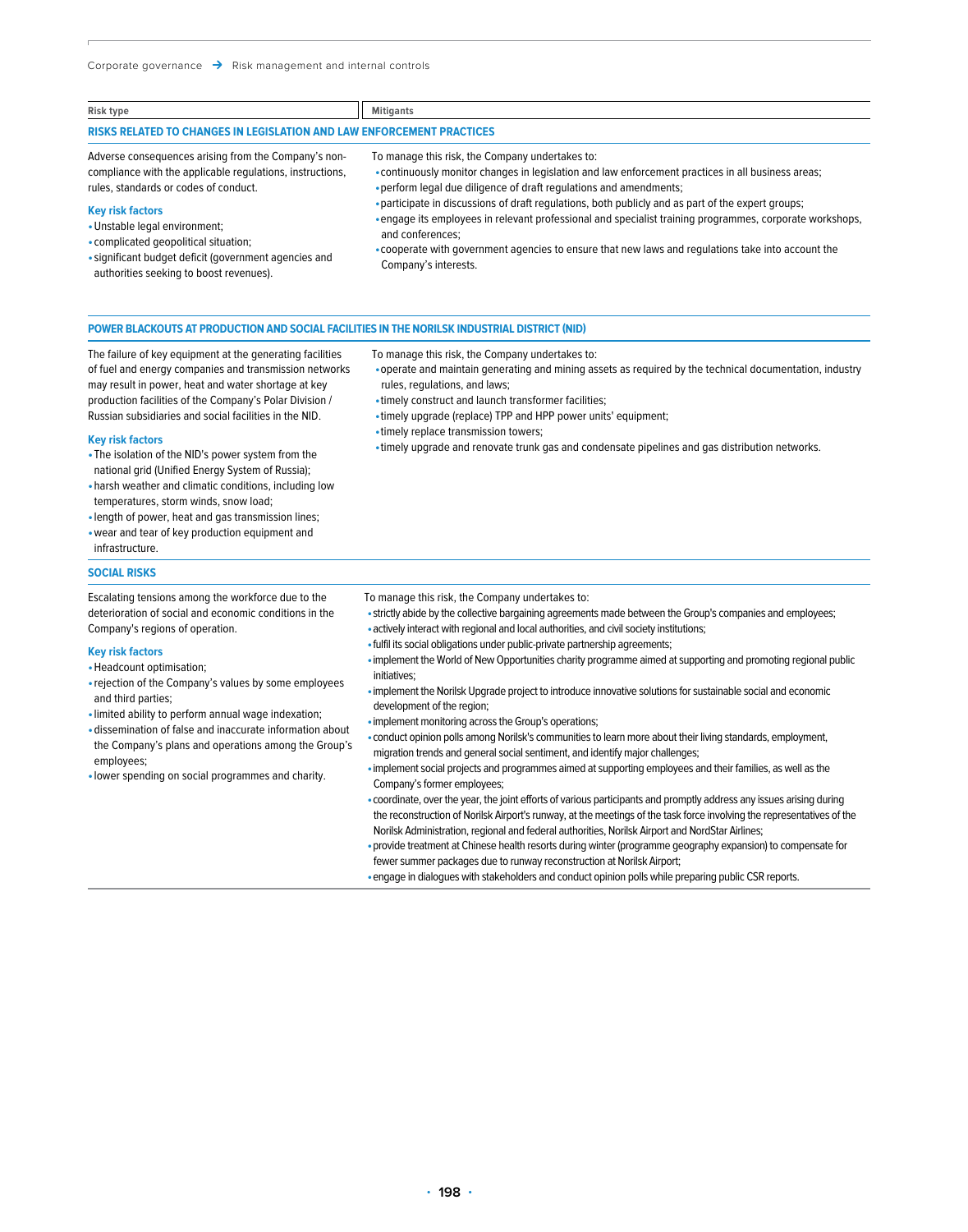| Risk type | Mitigants |
|---|---|
| **RISKS RELATED TO CHANGES IN LEGISLATION AND LAW ENFORCEMENT PRACTICES** | |
| Adverse consequences arising from the Company's non-compliance with the applicable regulations, instructions, rules, standards or codes of conduct.<br><br>**Key risk factors**<br>• Unstable legal environment;<br>• complicated geopolitical situation;<br>• significant budget deficit (government agencies and authorities seeking to boost revenues). | To manage this risk, the Company undertakes to:<br>• continuously monitor changes in legislation and law enforcement practices in all business areas;<br>• perform legal due diligence of draft regulations and amendments;<br>• participate in discussions of draft regulations, both publicly and as part of the expert groups;<br>• engage its employees in relevant professional and specialist training programmes, corporate workshops, and conferences;<br>• cooperate with government agencies to ensure that new laws and regulations take into account the Company's interests. |
| **POWER BLACKOUTS AT PRODUCTION AND SOCIAL FACILITIES IN THE NORILSK INDUSTRIAL DISTRICT (NID)** | |
| The failure of key equipment at the generating facilities of fuel and energy companies and transmission networks may result in power, heat and water shortage at key production facilities of the Company's Polar Division / Russian subsidiaries and social facilities in the NID.<br><br>**Key risk factors**<br>• The isolation of the NID's power system from the national grid (Unified Energy System of Russia);<br>• harsh weather and climatic conditions, including low temperatures, storm winds, snow load;<br>• length of power, heat and gas transmission lines;<br>• wear and tear of key production equipment and infrastructure. | To manage this risk, the Company undertakes to:<br>• operate and maintain generating and mining assets as required by the technical documentation, industry rules, regulations, and laws;<br>• timely construct and launch transformer facilities;<br>• timely upgrade (replace) TPP and HPP power units' equipment;<br>• timely replace transmission towers;<br>• timely upgrade and renovate trunk gas and condensate pipelines and gas distribution networks. |
| **SOCIAL RISKS** | |
| Escalating tensions among the workforce due to the deterioration of social and economic conditions in the Company's regions of operation.<br><br>**Key risk factors**<br>• Headcount optimisation;<br>• rejection of the Company's values by some employees and third parties;<br>• limited ability to perform annual wage indexation;<br>• dissemination of false and inaccurate information about the Company's plans and operations among the Group's employees;<br>• lower spending on social programmes and charity. | To manage this risk, the Company undertakes to:<br>• strictly abide by the collective bargaining agreements made between the Group's companies and employees;<br>• actively interact with regional and local authorities, and civil society institutions;<br>• fulfil its social obligations under public-private partnership agreements;<br>• implement the World of New Opportunities charity programme aimed at supporting and promoting regional public initiatives;<br>• implement the Norilsk Upgrade project to introduce innovative solutions for sustainable social and economic development of the region;<br>• implement monitoring across the Group's operations;<br>• conduct opinion polls among Norilsk's communities to learn more about their living standards, employment, migration trends and general social sentiment, and identify major challenges;<br>• implement social projects and programmes aimed at supporting employees and their families, as well as the Company's former employees;<br>• coordinate, over the year, the joint efforts of various participants and promptly address any issues arising during the reconstruction of Norilsk Airport's runway, at the meetings of the task force involving the representatives of the Norilsk Administration, regional and federal authorities, Norilsk Airport and NordStar Airlines;<br>• provide treatment at Chinese health resorts during winter (programme geography expansion) to compensate for fewer summer packages due to runway reconstruction at Norilsk Airport;<br>• engage in dialogues with stakeholders and conduct opinion polls while preparing public CSR reports. |